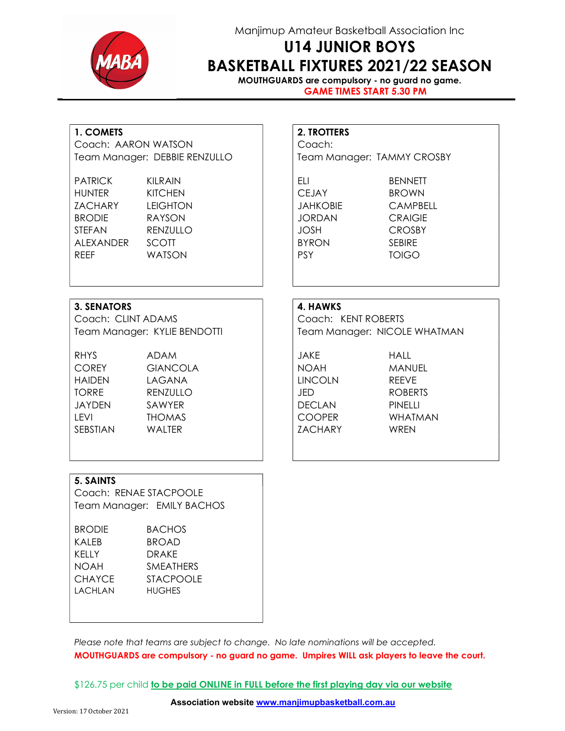Manjimup Amateur Basketball Association Inc

# U14 JUNIOR BOYS
# BASKETBALL FIXTURES 2021/22 SEASON

**MOUTHGUARDS are compulsory - no guard no game.**

**GAME TIMES START 5.30 PM**

### 1. COMETS

Coach: AARON WATSON
Team Manager: DEBBIE RENZULLO

| | |
|---|---|
| PATRICK | KILRAIN |
| HUNTER | KITCHEN |
| ZACHARY | LEIGHTON |
| BRODIE | RAYSON |
| STEFAN | RENZULLO |
| ALEXANDER | SCOTT |
| REEF | WATSON |

### 2. TROTTERS

Coach:
Team Manager: TAMMY CROSBY

| | |
|---|---|
| ELI | BENNETT |
| CEJAY | BROWN |
| JAHKOBIE | CAMPBELL |
| JORDAN | CRAIGIE |
| JOSH | CROSBY |
| BYRON | SEBIRE |
| PSY | TOIGO |

### 3. SENATORS

Coach: CLINT ADAMS
Team Manager: KYLIE BENDOTTI

| | |
|---|---|
| RHYS | ADAM |
| COREY | GIANCOLA |
| HAIDEN | LAGANA |
| TORRE | RENZULLO |
| JAYDEN | SAWYER |
| LEVI | THOMAS |
| SEBSTIAN | WALTER |

### 4. HAWKS

Coach: KENT ROBERTS
Team Manager: NICOLE WHATMAN

| | |
|---|---|
| JAKE | HALL |
| NOAH | MANUEL |
| LINCOLN | REEVE |
| JED | ROBERTS |
| DECLAN | PINELLI |
| COOPER | WHATMAN |
| ZACHARY | WREN |

### 5. SAINTS

Coach: RENAE STACPOOLE
Team Manager: EMILY BACHOS

| | |
|---|---|
| BRODIE | BACHOS |
| KALEB | BROAD |
| KELLY | DRAKE |
| NOAH | SMEATHERS |
| CHAYCE | STACPOOLE |
| LACHLAN | HUGHES |

*Please note that teams are subject to change. No late nominations will be accepted.*

**MOUTHGUARDS are compulsory - no guard no game. Umpires WILL ask players to leave the court.**

$126.75 per child **to be paid ONLINE in FULL before the first playing day via our website**

**Association website www.manjimupbasketball.com.au**

Version: 17 October 2021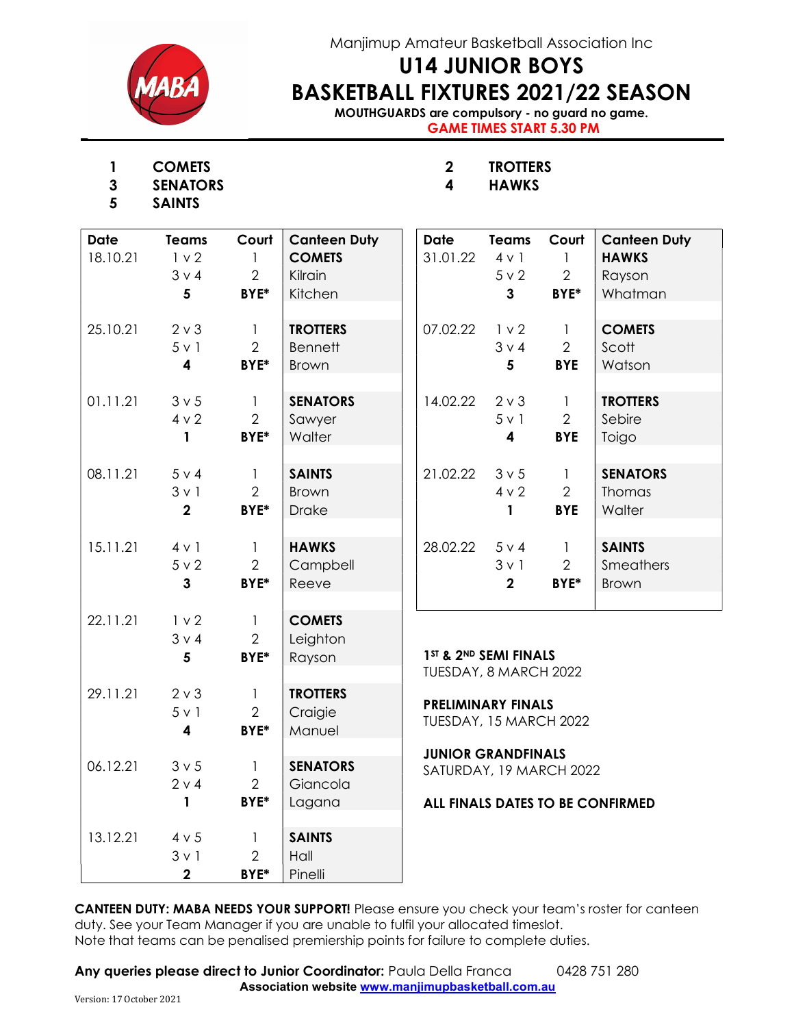Manjimup Amateur Basketball Association Inc

# U14 JUNIOR BOYS
# BASKETBALL FIXTURES 2021/22 SEASON

**MOUTHGUARDS are compulsory - no guard no game.**

**GAME TIMES START 5.30 PM**

| | | | |
|---|---|---|---|
| 1 | COMETS | 2 | TROTTERS |
| 3 | SENATORS | 4 | HAWKS |
| 5 | SAINTS | | |

| Date | Teams | Court | Canteen Duty |
|---|---|---|---|
| 18.10.21 | 1 v 2 | 1 | **COMETS** |
| | 3 v 4 | 2 | Kilrain |
| | **5** | **BYE*** | Kitchen |
| 25.10.21 | 2 v 3 | 1 | **TROTTERS** |
| | 5 v 1 | 2 | Bennett |
| | **4** | **BYE*** | Brown |
| 01.11.21 | 3 v 5 | 1 | **SENATORS** |
| | 4 v 2 | 2 | Sawyer |
| | **1** | **BYE*** | Walter |
| 08.11.21 | 5 v 4 | 1 | **SAINTS** |
| | 3 v 1 | 2 | Brown |
| | **2** | **BYE*** | Drake |
| 15.11.21 | 4 v 1 | 1 | **HAWKS** |
| | 5 v 2 | 2 | Campbell |
| | **3** | **BYE*** | Reeve |
| 22.11.21 | 1 v 2 | 1 | **COMETS** |
| | 3 v 4 | 2 | Leighton |
| | **5** | **BYE*** | Rayson |
| 29.11.21 | 2 v 3 | 1 | **TROTTERS** |
| | 5 v 1 | 2 | Craigie |
| | **4** | **BYE*** | Manuel |
| 06.12.21 | 3 v 5 | 1 | **SENATORS** |
| | 2 v 4 | 2 | Giancola |
| | **1** | **BYE*** | Lagana |
| 13.12.21 | 4 v 5 | 1 | **SAINTS** |
| | 3 v 1 | 2 | Hall |
| | **2** | **BYE*** | Pinelli |

| Date | Teams | Court | Canteen Duty |
|---|---|---|---|
| 31.01.22 | 4 v 1 | 1 | **HAWKS** |
| | 5 v 2 | 2 | Rayson |
| | **3** | **BYE*** | Whatman |
| 07.02.22 | 1 v 2 | 1 | **COMETS** |
| | 3 v 4 | 2 | Scott |
| | **5** | **BYE** | Watson |
| 14.02.22 | 2 v 3 | 1 | **TROTTERS** |
| | 5 v 1 | 2 | Sebire |
| | **4** | **BYE** | Toigo |
| 21.02.22 | 3 v 5 | 1 | **SENATORS** |
| | 4 v 2 | 2 | Thomas |
| | **1** | **BYE** | Walter |
| 28.02.22 | 5 v 4 | 1 | **SAINTS** |
| | 3 v 1 | 2 | Smeathers |
| | **2** | **BYE*** | Brown |

**1ST & 2ND SEMI FINALS**
TUESDAY, 8 MARCH 2022

**PRELIMINARY FINALS**
TUESDAY, 15 MARCH 2022

**JUNIOR GRANDFINALS**
SATURDAY, 19 MARCH 2022

**ALL FINALS DATES TO BE CONFIRMED**

**CANTEEN DUTY: MABA NEEDS YOUR SUPPORT!** Please ensure you check your team's roster for canteen duty. See your Team Manager if you are unable to fulfil your allocated timeslot.
Note that teams can be penalised premiership points for failure to complete duties.

**Any queries please direct to Junior Coordinator:** Paula Della Franca 0428 751 280

**Association website www.manjimupbasketball.com.au**

Version: 17 October 2021